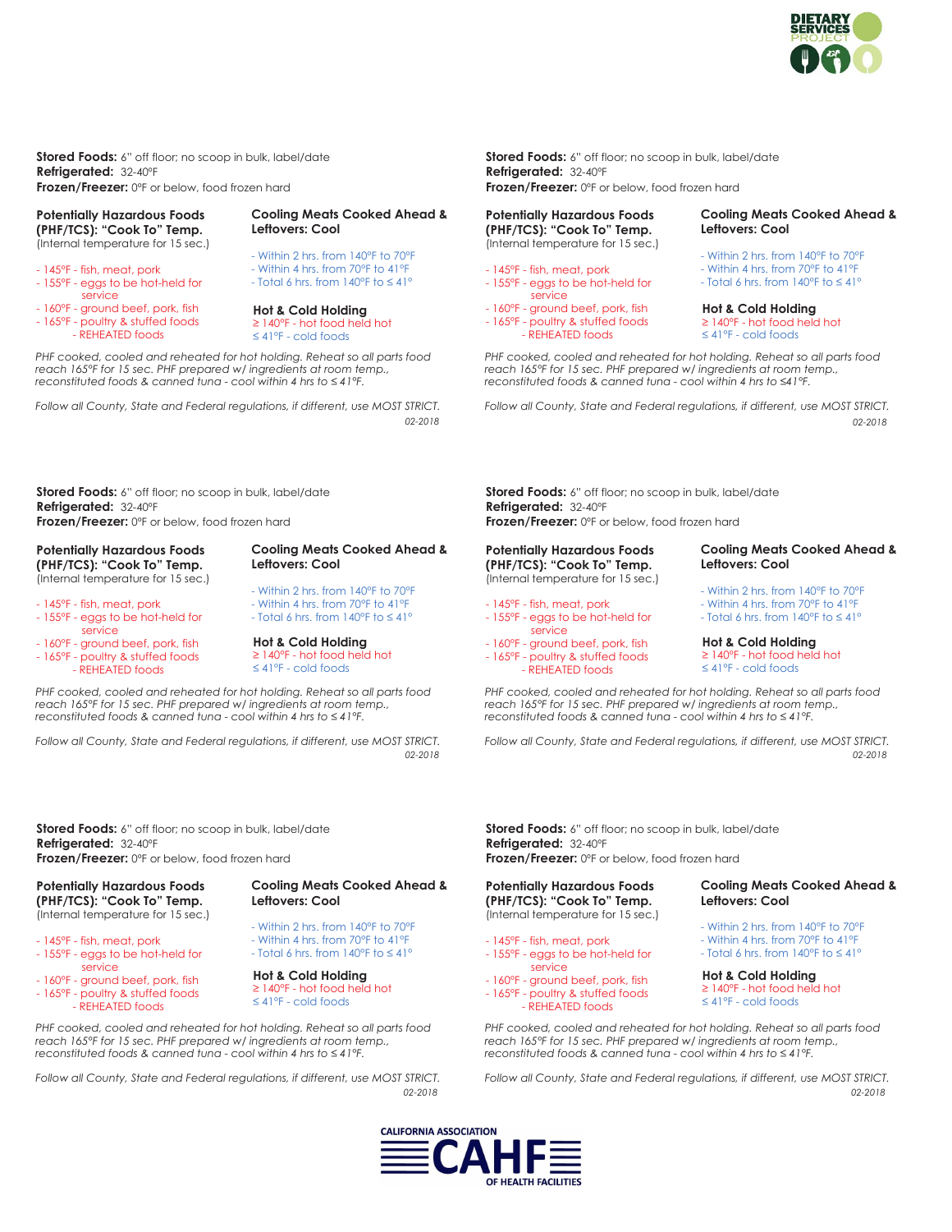DIETARY SERVICES PROJECT

**Stored Foods:** 6" off floor; no scoop in bulk, label/date
**Refrigerated:** 32-40°F
**Frozen/Freezer:** 0°F or below, food frozen hard

**Potentially Hazardous Foods (PHF/TCS): "Cook To" Temp.**
(Internal temperature for 15 sec.)

- 145°F - fish, meat, pork
- 155°F - eggs to be hot-held for service
- 160°F - ground beef, pork, fish
- 165°F - poultry & stuffed foods - REHEATED foods

**Cooling Meats Cooked Ahead & Leftovers: Cool**

- Within 2 hrs. from 140°F to 70°F
- Within 4 hrs. from 70°F to 41°F
- Total 6 hrs. from 140°F to ≤ 41°

**Hot & Cold Holding**

≥ 140°F - hot food held hot
≤ 41°F - cold foods

*PHF cooked, cooled and reheated for hot holding. Reheat so all parts food reach 165°F for 15 sec. PHF prepared w/ ingredients at room temp., reconstituted foods & canned tuna - cool within 4 hrs to ≤ 41°F.*

*Follow all County, State and Federal regulations, if different, use MOST STRICT.*

*02-2018*

---

**Stored Foods:** 6" off floor; no scoop in bulk, label/date
**Refrigerated:** 32-40°F
**Frozen/Freezer:** 0°F or below, food frozen hard

**Potentially Hazardous Foods (PHF/TCS): "Cook To" Temp.**
(Internal temperature for 15 sec.)

- 145°F - fish, meat, pork
- 155°F - eggs to be hot-held for service
- 160°F - ground beef, pork, fish
- 165°F - poultry & stuffed foods - REHEATED foods

**Cooling Meats Cooked Ahead & Leftovers: Cool**

- Within 2 hrs. from 140°F to 70°F
- Within 4 hrs. from 70°F to 41°F
- Total 6 hrs. from 140°F to ≤ 41°

**Hot & Cold Holding**

≥ 140°F - hot food held hot
≤ 41°F - cold foods

*PHF cooked, cooled and reheated for hot holding. Reheat so all parts food reach 165°F for 15 sec. PHF prepared w/ ingredients at room temp., reconstituted foods & canned tuna - cool within 4 hrs to ≤41°F.*

*Follow all County, State and Federal regulations, if different, use MOST STRICT.*

*02-2018*

---

**Stored Foods:** 6" off floor; no scoop in bulk, label/date
**Refrigerated:** 32-40°F
**Frozen/Freezer:** 0°F or below, food frozen hard

**Potentially Hazardous Foods (PHF/TCS): "Cook To" Temp.**
(Internal temperature for 15 sec.)

- 145°F - fish, meat, pork
- 155°F - eggs to be hot-held for service
- 160°F - ground beef, pork, fish
- 165°F - poultry & stuffed foods - REHEATED foods

**Cooling Meats Cooked Ahead & Leftovers: Cool**

- Within 2 hrs. from 140°F to 70°F
- Within 4 hrs. from 70°F to 41°F
- Total 6 hrs. from 140°F to ≤ 41°

**Hot & Cold Holding**

≥ 140°F - hot food held hot
≤ 41°F - cold foods

*PHF cooked, cooled and reheated for hot holding. Reheat so all parts food reach 165°F for 15 sec. PHF prepared w/ ingredients at room temp., reconstituted foods & canned tuna - cool within 4 hrs to ≤ 41°F.*

*Follow all County, State and Federal regulations, if different, use MOST STRICT.*

*02-2018*

---

**Stored Foods:** 6" off floor; no scoop in bulk, label/date
**Refrigerated:** 32-40°F
**Frozen/Freezer:** 0°F or below, food frozen hard

**Potentially Hazardous Foods (PHF/TCS): "Cook To" Temp.**
(Internal temperature for 15 sec.)

- 145°F - fish, meat, pork
- 155°F - eggs to be hot-held for service
- 160°F - ground beef, pork, fish
- 165°F - poultry & stuffed foods - REHEATED foods

**Cooling Meats Cooked Ahead & Leftovers: Cool**

- Within 2 hrs. from 140°F to 70°F
- Within 4 hrs. from 70°F to 41°F
- Total 6 hrs. from 140°F to ≤ 41°

**Hot & Cold Holding**

≥ 140°F - hot food held hot
≤ 41°F - cold foods

*PHF cooked, cooled and reheated for hot holding. Reheat so all parts food reach 165°F for 15 sec. PHF prepared w/ ingredients at room temp., reconstituted foods & canned tuna - cool within 4 hrs to ≤ 41°F.*

*Follow all County, State and Federal regulations, if different, use MOST STRICT.*

*02-2018*

---

**Stored Foods:** 6" off floor; no scoop in bulk, label/date
**Refrigerated:** 32-40°F
**Frozen/Freezer:** 0°F or below, food frozen hard

**Potentially Hazardous Foods (PHF/TCS): "Cook To" Temp.**
(Internal temperature for 15 sec.)

- 145°F - fish, meat, pork
- 155°F - eggs to be hot-held for service
- 160°F - ground beef, pork, fish
- 165°F - poultry & stuffed foods - REHEATED foods

**Cooling Meats Cooked Ahead & Leftovers: Cool**

- Within 2 hrs. from 140°F to 70°F
- Within 4 hrs. from 70°F to 41°F
- Total 6 hrs. from 140°F to ≤ 41°

**Hot & Cold Holding**

≥ 140°F - hot food held hot
≤ 41°F - cold foods

*PHF cooked, cooled and reheated for hot holding. Reheat so all parts food reach 165°F for 15 sec. PHF prepared w/ ingredients at room temp., reconstituted foods & canned tuna - cool within 4 hrs to ≤ 41°F.*

*Follow all County, State and Federal regulations, if different, use MOST STRICT.*

*02-2018*

---

**Stored Foods:** 6" off floor; no scoop in bulk, label/date
**Refrigerated:** 32-40°F
**Frozen/Freezer:** 0°F or below, food frozen hard

**Potentially Hazardous Foods (PHF/TCS): "Cook To" Temp.**
(Internal temperature for 15 sec.)

- 145°F - fish, meat, pork
- 155°F - eggs to be hot-held for service
- 160°F - ground beef, pork, fish
- 165°F - poultry & stuffed foods - REHEATED foods

**Cooling Meats Cooked Ahead & Leftovers: Cool**

- Within 2 hrs. from 140°F to 70°F
- Within 4 hrs. from 70°F to 41°F
- Total 6 hrs. from 140°F to ≤ 41°

**Hot & Cold Holding**

≥ 140°F - hot food held hot
≤ 41°F - cold foods

*PHF cooked, cooled and reheated for hot holding. Reheat so all parts food reach 165°F for 15 sec. PHF prepared w/ ingredients at room temp., reconstituted foods & canned tuna - cool within 4 hrs to ≤ 41°F.*

*Follow all County, State and Federal regulations, if different, use MOST STRICT.*

*02-2018*

---

CALIFORNIA ASSOCIATION CAHF OF HEALTH FACILITIES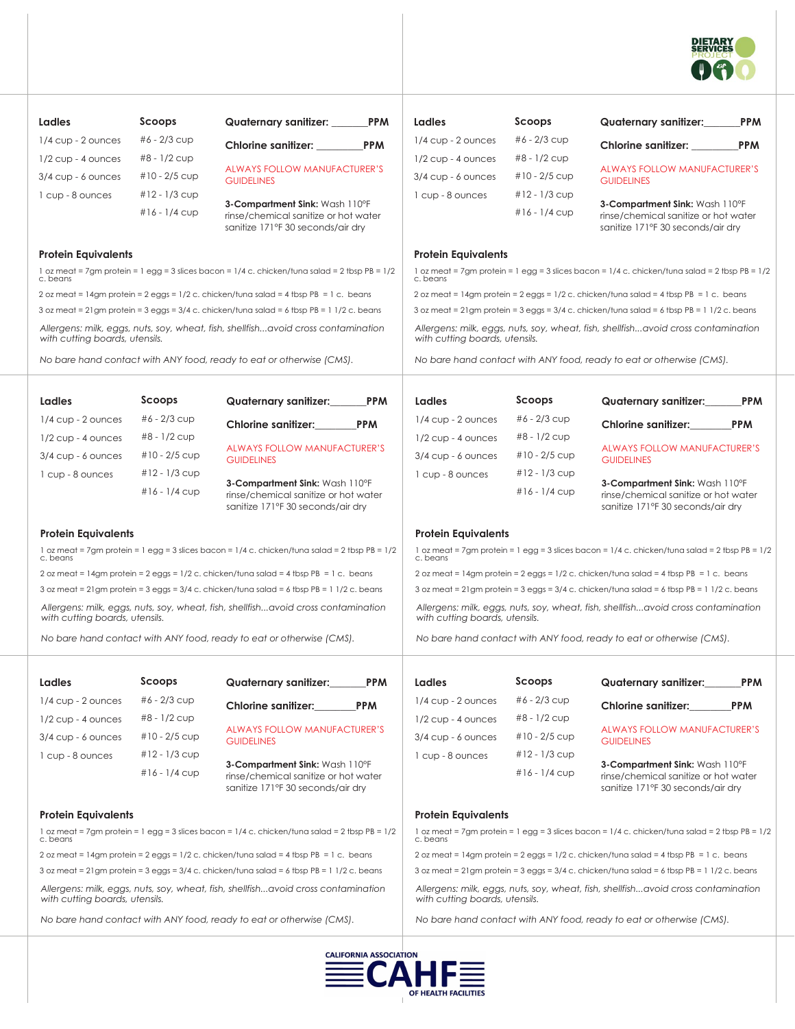DIETARY SERVICES PROJECT

| Ladles | Scoops |
|---|---|
| 1/4 cup - 2 ounces | #6 - 2/3 cup |
| 1/2 cup - 4 ounces | #8 - 1/2 cup |
| 3/4 cup - 6 ounces | #10 - 2/5 cup |
| 1 cup - 8 ounces | #12 - 1/3 cup |
| | #16 - 1/4 cup |

**Quaternary sanitizer:** _______ **PPM**

**Chlorine sanitizer:** _________ **PPM**

ALWAYS FOLLOW MANUFACTURER'S GUIDELINES

**3-Compartment Sink:** Wash 110°F rinse/chemical sanitize or hot water sanitize 171°F 30 seconds/air dry

**Protein Equivalents**

1 oz meat = 7gm protein = 1 egg = 3 slices bacon = 1/4 c. chicken/tuna salad = 2 tbsp PB = 1/2 c. beans

2 oz meat = 14gm protein = 2 eggs = 1/2 c. chicken/tuna salad = 4 tbsp PB = 1 c. beans

3 oz meat = 21gm protein = 3 eggs = 3/4 c. chicken/tuna salad = 6 tbsp PB = 1 1/2 c. beans

*Allergens: milk, eggs, nuts, soy, wheat, fish, shellfish...avoid cross contamination with cutting boards, utensils.*

*No bare hand contact with ANY food, ready to eat or otherwise (CMS).*

---

| Ladles | Scoops |
|---|---|
| 1/4 cup - 2 ounces | #6 - 2/3 cup |
| 1/2 cup - 4 ounces | #8 - 1/2 cup |
| 3/4 cup - 6 ounces | #10 - 2/5 cup |
| 1 cup - 8 ounces | #12 - 1/3 cup |
| | #16 - 1/4 cup |

**Quaternary sanitizer:** _______ **PPM**

**Chlorine sanitizer:** _________ **PPM**

ALWAYS FOLLOW MANUFACTURER'S GUIDELINES

**3-Compartment Sink:** Wash 110°F rinse/chemical sanitize or hot water sanitize 171°F 30 seconds/air dry

**Protein Equivalents**

1 oz meat = 7gm protein = 1 egg = 3 slices bacon = 1/4 c. chicken/tuna salad = 2 tbsp PB = 1/2 c. beans

2 oz meat = 14gm protein = 2 eggs = 1/2 c. chicken/tuna salad = 4 tbsp PB = 1 c. beans

3 oz meat = 21gm protein = 3 eggs = 3/4 c. chicken/tuna salad = 6 tbsp PB = 1 1/2 c. beans

*Allergens: milk, eggs, nuts, soy, wheat, fish, shellfish...avoid cross contamination with cutting boards, utensils.*

*No bare hand contact with ANY food, ready to eat or otherwise (CMS).*

---

| Ladles | Scoops |
|---|---|
| 1/4 cup - 2 ounces | #6 - 2/3 cup |
| 1/2 cup - 4 ounces | #8 - 1/2 cup |
| 3/4 cup - 6 ounces | #10 - 2/5 cup |
| 1 cup - 8 ounces | #12 - 1/3 cup |
| | #16 - 1/4 cup |

**Quaternary sanitizer:** _______ **PPM**

**Chlorine sanitizer:** _______ **PPM**

ALWAYS FOLLOW MANUFACTURER'S GUIDELINES

**3-Compartment Sink:** Wash 110°F rinse/chemical sanitize or hot water sanitize 171°F 30 seconds/air dry

**Protein Equivalents**

1 oz meat = 7gm protein = 1 egg = 3 slices bacon = 1/4 c. chicken/tuna salad = 2 tbsp PB = 1/2 c. beans

2 oz meat = 14gm protein = 2 eggs = 1/2 c. chicken/tuna salad = 4 tbsp PB = 1 c. beans

3 oz meat = 21gm protein = 3 eggs = 3/4 c. chicken/tuna salad = 6 tbsp PB = 1 1/2 c. beans

*Allergens: milk, eggs, nuts, soy, wheat, fish, shellfish...avoid cross contamination with cutting boards, utensils.*

*No bare hand contact with ANY food, ready to eat or otherwise (CMS).*

---

| Ladles | Scoops |
|---|---|
| 1/4 cup - 2 ounces | #6 - 2/3 cup |
| 1/2 cup - 4 ounces | #8 - 1/2 cup |
| 3/4 cup - 6 ounces | #10 - 2/5 cup |
| 1 cup - 8 ounces | #12 - 1/3 cup |
| | #16 - 1/4 cup |

**Quaternary sanitizer:** _______ **PPM**

**Chlorine sanitizer:** _______ **PPM**

ALWAYS FOLLOW MANUFACTURER'S GUIDELINES

**3-Compartment Sink:** Wash 110°F rinse/chemical sanitize or hot water sanitize 171°F 30 seconds/air dry

**Protein Equivalents**

1 oz meat = 7gm protein = 1 egg = 3 slices bacon = 1/4 c. chicken/tuna salad = 2 tbsp PB = 1/2 c. beans

2 oz meat = 14gm protein = 2 eggs = 1/2 c. chicken/tuna salad = 4 tbsp PB = 1 c. beans

3 oz meat = 21gm protein = 3 eggs = 3/4 c. chicken/tuna salad = 6 tbsp PB = 1 1/2 c. beans

*Allergens: milk, eggs, nuts, soy, wheat, fish, shellfish...avoid cross contamination with cutting boards, utensils.*

*No bare hand contact with ANY food, ready to eat or otherwise (CMS).*

---

| Ladles | Scoops |
|---|---|
| 1/4 cup - 2 ounces | #6 - 2/3 cup |
| 1/2 cup - 4 ounces | #8 - 1/2 cup |
| 3/4 cup - 6 ounces | #10 - 2/5 cup |
| 1 cup - 8 ounces | #12 - 1/3 cup |
| | #16 - 1/4 cup |

**Quaternary sanitizer:** _______ **PPM**

**Chlorine sanitizer:** _______ **PPM**

ALWAYS FOLLOW MANUFACTURER'S GUIDELINES

**3-Compartment Sink:** Wash 110°F rinse/chemical sanitize or hot water sanitize 171°F 30 seconds/air dry

**Protein Equivalents**

1 oz meat = 7gm protein = 1 egg = 3 slices bacon = 1/4 c. chicken/tuna salad = 2 tbsp PB = 1/2 c. beans

2 oz meat = 14gm protein = 2 eggs = 1/2 c. chicken/tuna salad = 4 tbsp PB = 1 c. beans

3 oz meat = 21gm protein = 3 eggs = 3/4 c. chicken/tuna salad = 6 tbsp PB = 1 1/2 c. beans

*Allergens: milk, eggs, nuts, soy, wheat, fish, shellfish...avoid cross contamination with cutting boards, utensils.*

*No bare hand contact with ANY food, ready to eat or otherwise (CMS).*

---

| Ladles | Scoops |
|---|---|
| 1/4 cup - 2 ounces | #6 - 2/3 cup |
| 1/2 cup - 4 ounces | #8 - 1/2 cup |
| 3/4 cup - 6 ounces | #10 - 2/5 cup |
| 1 cup - 8 ounces | #12 - 1/3 cup |
| | #16 - 1/4 cup |

**Quaternary sanitizer:** _______ **PPM**

**Chlorine sanitizer:** _______ **PPM**

ALWAYS FOLLOW MANUFACTURER'S GUIDELINES

**3-Compartment Sink:** Wash 110°F rinse/chemical sanitize or hot water sanitize 171°F 30 seconds/air dry

**Protein Equivalents**

1 oz meat = 7gm protein = 1 egg = 3 slices bacon = 1/4 c. chicken/tuna salad = 2 tbsp PB = 1/2 c. beans

2 oz meat = 14gm protein = 2 eggs = 1/2 c. chicken/tuna salad = 4 tbsp PB = 1 c. beans

3 oz meat = 21gm protein = 3 eggs = 3/4 c. chicken/tuna salad = 6 tbsp PB = 1 1/2 c. beans

*Allergens: milk, eggs, nuts, soy, wheat, fish, shellfish...avoid cross contamination with cutting boards, utensils.*

*No bare hand contact with ANY food, ready to eat or otherwise (CMS).*

---

CALIFORNIA ASSOCIATION CAHF OF HEALTH FACILITIES